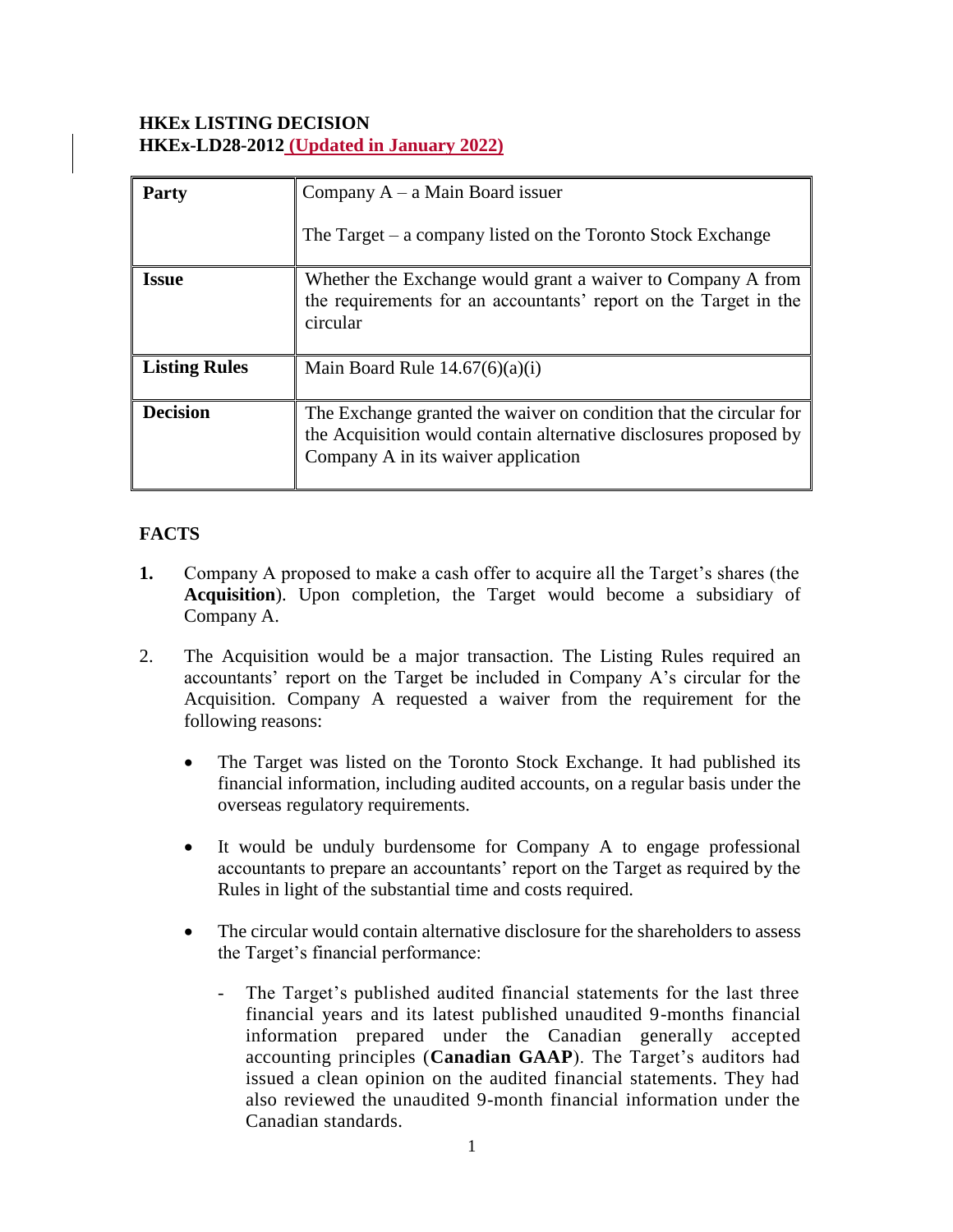**HKEx LISTING DECISION**
**HKEx-LD28-2012 (Updated in January 2022)**

| **Party** | Company A – a Main Board issuer<br><br>The Target – a company listed on the Toronto Stock Exchange |
|---|---|
| **Issue** | Whether the Exchange would grant a waiver to Company A from the requirements for an accountants' report on the Target in the circular |
| **Listing Rules** | Main Board Rule 14.67(6)(a)(i) |
| **Decision** | The Exchange granted the waiver on condition that the circular for the Acquisition would contain alternative disclosures proposed by Company A in its waiver application |

## FACTS

1. Company A proposed to make a cash offer to acquire all the Target's shares (the **Acquisition**). Upon completion, the Target would become a subsidiary of Company A.

2. The Acquisition would be a major transaction. The Listing Rules required an accountants' report on the Target be included in Company A's circular for the Acquisition. Company A requested a waiver from the requirement for the following reasons:

    - The Target was listed on the Toronto Stock Exchange. It had published its financial information, including audited accounts, on a regular basis under the overseas regulatory requirements.

    - It would be unduly burdensome for Company A to engage professional accountants to prepare an accountants' report on the Target as required by the Rules in light of the substantial time and costs required.

    - The circular would contain alternative disclosure for the shareholders to assess the Target's financial performance:

        - The Target's published audited financial statements for the last three financial years and its latest published unaudited 9-months financial information prepared under the Canadian generally accepted accounting principles (**Canadian GAAP**). The Target's auditors had issued a clean opinion on the audited financial statements. They had also reviewed the unaudited 9-month financial information under the Canadian standards.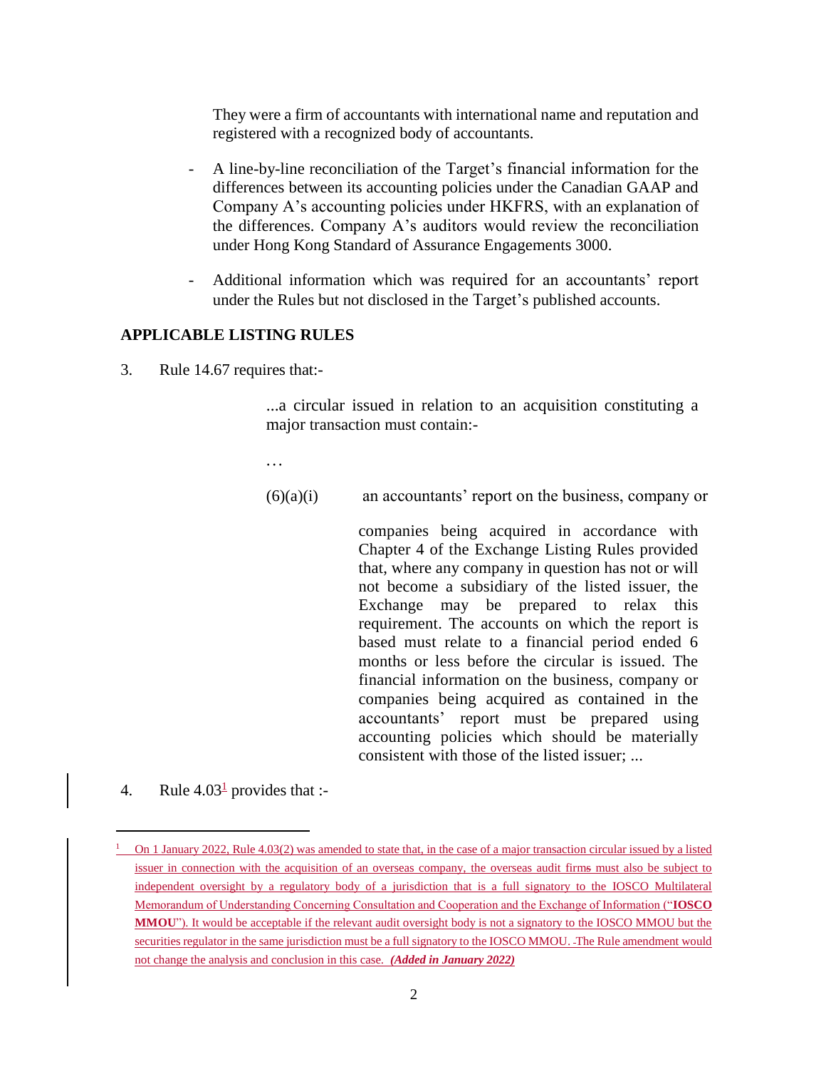They were a firm of accountants with international name and reputation and registered with a recognized body of accountants.

- A line-by-line reconciliation of the Target's financial information for the differences between its accounting policies under the Canadian GAAP and Company A's accounting policies under HKFRS, with an explanation of the differences. Company A's auditors would review the reconciliation under Hong Kong Standard of Assurance Engagements 3000.
- Additional information which was required for an accountants' report under the Rules but not disclosed in the Target's published accounts.

## APPLICABLE LISTING RULES

3. Rule 14.67 requires that:-

> ...a circular issued in relation to an acquisition constituting a major transaction must contain:-
>
> …
>
> (6)(a)(i) an accountants' report on the business, company or companies being acquired in accordance with Chapter 4 of the Exchange Listing Rules provided that, where any company in question has not or will not become a subsidiary of the listed issuer, the Exchange may be prepared to relax this requirement. The accounts on which the report is based must relate to a financial period ended 6 months or less before the circular is issued. The financial information on the business, company or companies being acquired as contained in the accountants' report must be prepared using accounting policies which should be materially consistent with those of the listed issuer; ...

4. Rule 4.03[1] provides that :-

---

[1] On 1 January 2022, Rule 4.03(2) was amended to state that, in the case of a major transaction circular issued by a listed issuer in connection with the acquisition of an overseas company, the overseas audit firms must also be subject to independent oversight by a regulatory body of a jurisdiction that is a full signatory to the IOSCO Multilateral Memorandum of Understanding Concerning Consultation and Cooperation and the Exchange of Information ("**IOSCO MMOU**"). It would be acceptable if the relevant audit oversight body is not a signatory to the IOSCO MMOU but the securities regulator in the same jurisdiction must be a full signatory to the IOSCO MMOU. The Rule amendment would not change the analysis and conclusion in this case. ***(Added in January 2022)***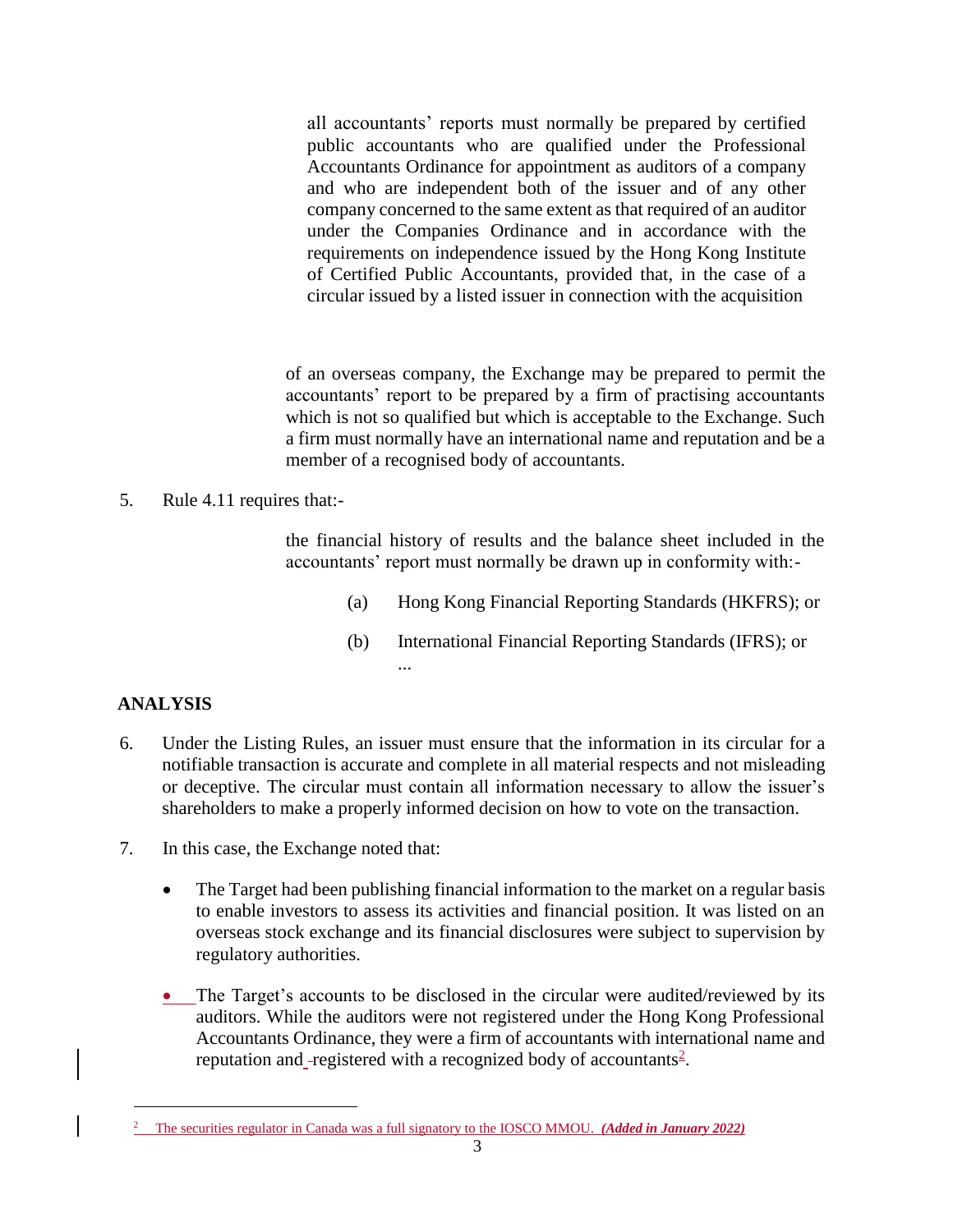all accountants' reports must normally be prepared by certified public accountants who are qualified under the Professional Accountants Ordinance for appointment as auditors of a company and who are independent both of the issuer and of any other company concerned to the same extent as that required of an auditor under the Companies Ordinance and in accordance with the requirements on independence issued by the Hong Kong Institute of Certified Public Accountants, provided that, in the case of a circular issued by a listed issuer in connection with the acquisition of an overseas company, the Exchange may be prepared to permit the accountants' report to be prepared by a firm of practising accountants which is not so qualified but which is acceptable to the Exchange. Such a firm must normally have an international name and reputation and be a member of a recognised body of accountants.

5. Rule 4.11 requires that:-

> the financial history of results and the balance sheet included in the accountants' report must normally be drawn up in conformity with:-
>
> (a) Hong Kong Financial Reporting Standards (HKFRS); or
>
> (b) International Financial Reporting Standards (IFRS); or
>
> ...

## ANALYSIS

6. Under the Listing Rules, an issuer must ensure that the information in its circular for a notifiable transaction is accurate and complete in all material respects and not misleading or deceptive. The circular must contain all information necessary to allow the issuer's shareholders to make a properly informed decision on how to vote on the transaction.

7. In this case, the Exchange noted that:

   - The Target had been publishing financial information to the market on a regular basis to enable investors to assess its activities and financial position. It was listed on an overseas stock exchange and its financial disclosures were subject to supervision by regulatory authorities.

   - The Target's accounts to be disclosed in the circular were audited/reviewed by its auditors. While the auditors were not registered under the Hong Kong Professional Accountants Ordinance, they were a firm of accountants with international name and reputation and registered with a recognized body of accountants[2].

---

[2] The securities regulator in Canada was a full signatory to the IOSCO MMOU. ***(Added in January 2022)***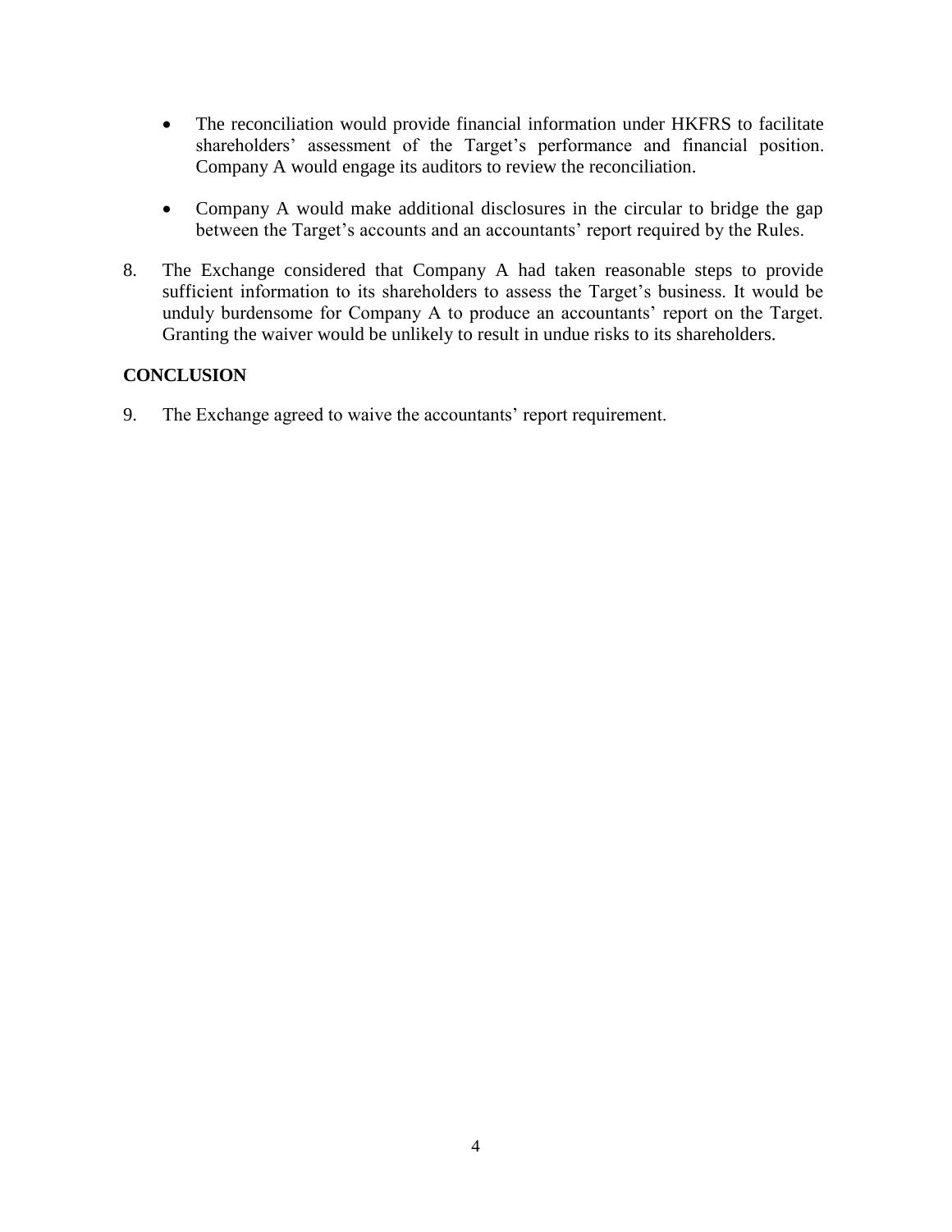- The reconciliation would provide financial information under HKFRS to facilitate shareholders' assessment of the Target's performance and financial position. Company A would engage its auditors to review the reconciliation.

- Company A would make additional disclosures in the circular to bridge the gap between the Target's accounts and an accountants' report required by the Rules.

8. The Exchange considered that Company A had taken reasonable steps to provide sufficient information to its shareholders to assess the Target's business. It would be unduly burdensome for Company A to produce an accountants' report on the Target. Granting the waiver would be unlikely to result in undue risks to its shareholders.

**CONCLUSION**

9. The Exchange agreed to waive the accountants' report requirement.